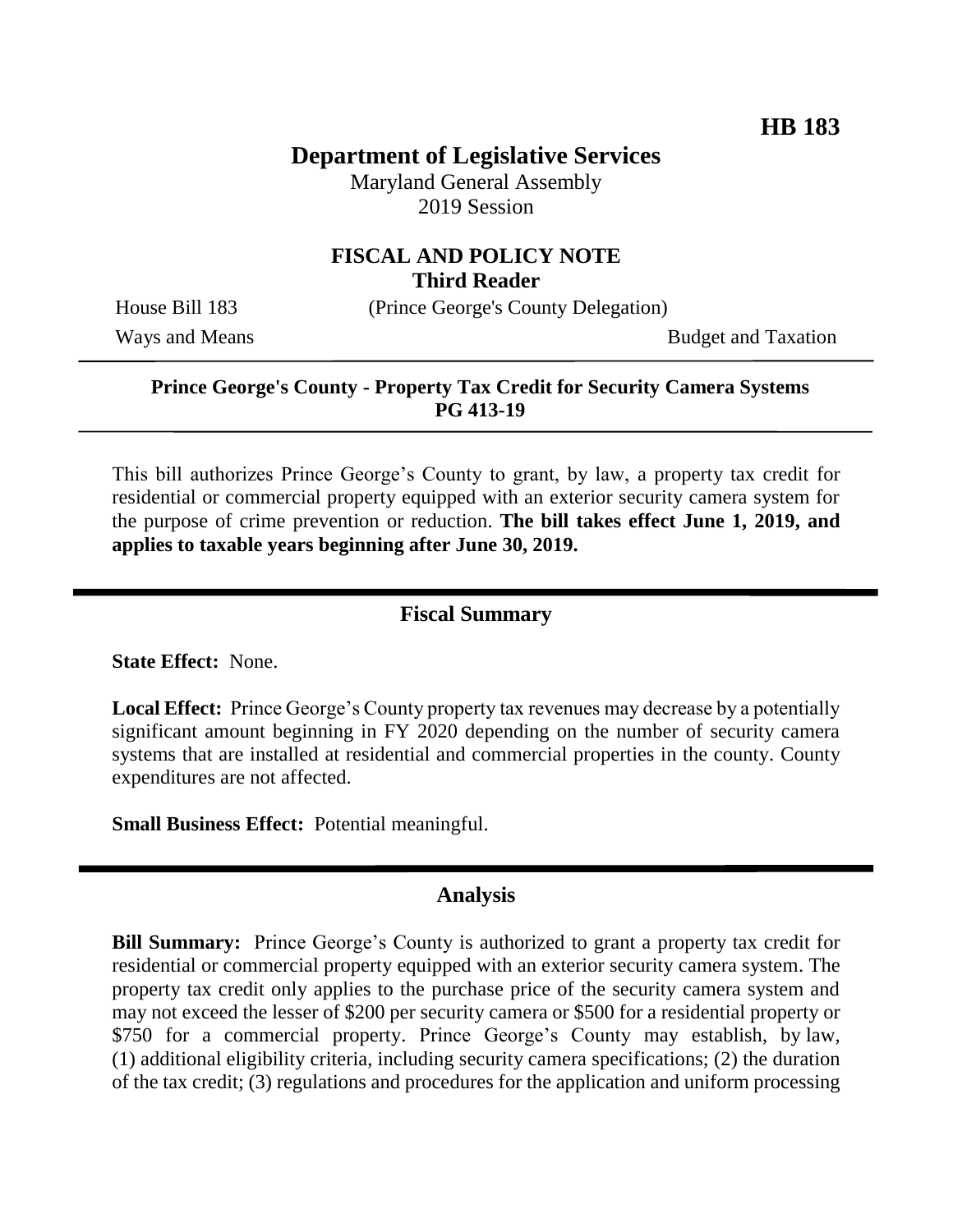**HB 183**

# Department of Legislative Services

Maryland General Assembly
2019 Session

## FISCAL AND POLICY NOTE
**Third Reader**

House Bill 183 (Prince George's County Delegation)

Ways and Means Budget and Taxation

---

**Prince George's County - Property Tax Credit for Security Camera Systems**
**PG 413-19**

---

This bill authorizes Prince George's County to grant, by law, a property tax credit for residential or commercial property equipped with an exterior security camera system for the purpose of crime prevention or reduction. **The bill takes effect June 1, 2019, and applies to taxable years beginning after June 30, 2019.**

---

## Fiscal Summary

**State Effect:** None.

**Local Effect:** Prince George's County property tax revenues may decrease by a potentially significant amount beginning in FY 2020 depending on the number of security camera systems that are installed at residential and commercial properties in the county. County expenditures are not affected.

**Small Business Effect:** Potential meaningful.

---

## Analysis

**Bill Summary:** Prince George's County is authorized to grant a property tax credit for residential or commercial property equipped with an exterior security camera system. The property tax credit only applies to the purchase price of the security camera system and may not exceed the lesser of $200 per security camera or $500 for a residential property or $750 for a commercial property. Prince George's County may establish, by law, (1) additional eligibility criteria, including security camera specifications; (2) the duration of the tax credit; (3) regulations and procedures for the application and uniform processing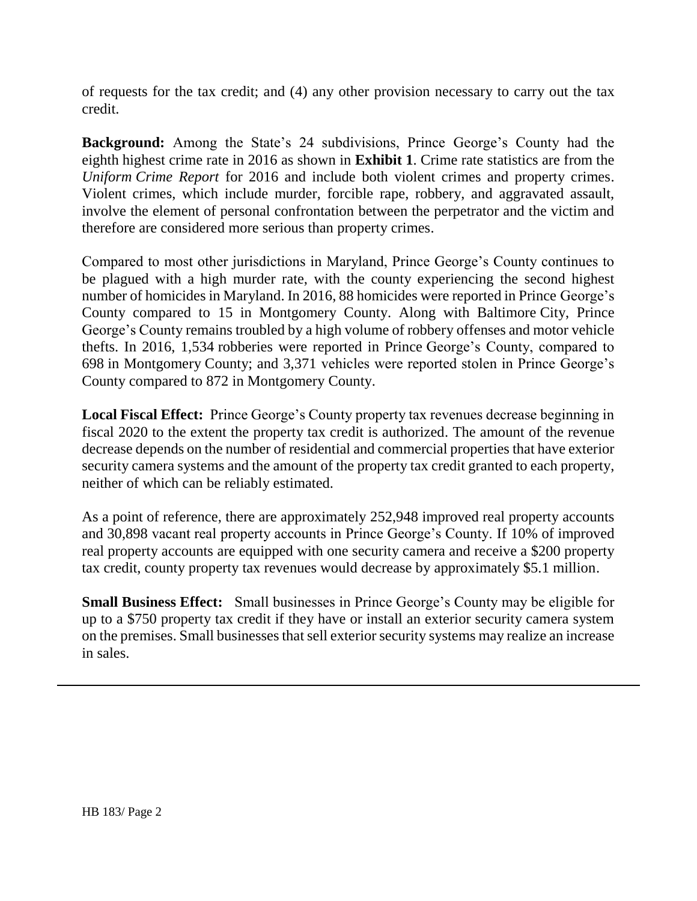of requests for the tax credit; and (4) any other provision necessary to carry out the tax credit.

**Background:** Among the State's 24 subdivisions, Prince George's County had the eighth highest crime rate in 2016 as shown in **Exhibit 1**. Crime rate statistics are from the *Uniform Crime Report* for 2016 and include both violent crimes and property crimes. Violent crimes, which include murder, forcible rape, robbery, and aggravated assault, involve the element of personal confrontation between the perpetrator and the victim and therefore are considered more serious than property crimes.

Compared to most other jurisdictions in Maryland, Prince George's County continues to be plagued with a high murder rate, with the county experiencing the second highest number of homicides in Maryland. In 2016, 88 homicides were reported in Prince George's County compared to 15 in Montgomery County. Along with Baltimore City, Prince George's County remains troubled by a high volume of robbery offenses and motor vehicle thefts. In 2016, 1,534 robberies were reported in Prince George's County, compared to 698 in Montgomery County; and 3,371 vehicles were reported stolen in Prince George's County compared to 872 in Montgomery County.

**Local Fiscal Effect:** Prince George's County property tax revenues decrease beginning in fiscal 2020 to the extent the property tax credit is authorized. The amount of the revenue decrease depends on the number of residential and commercial properties that have exterior security camera systems and the amount of the property tax credit granted to each property, neither of which can be reliably estimated.

As a point of reference, there are approximately 252,948 improved real property accounts and 30,898 vacant real property accounts in Prince George's County. If 10% of improved real property accounts are equipped with one security camera and receive a $200 property tax credit, county property tax revenues would decrease by approximately $5.1 million.

**Small Business Effect:** Small businesses in Prince George's County may be eligible for up to a $750 property tax credit if they have or install an exterior security camera system on the premises. Small businesses that sell exterior security systems may realize an increase in sales.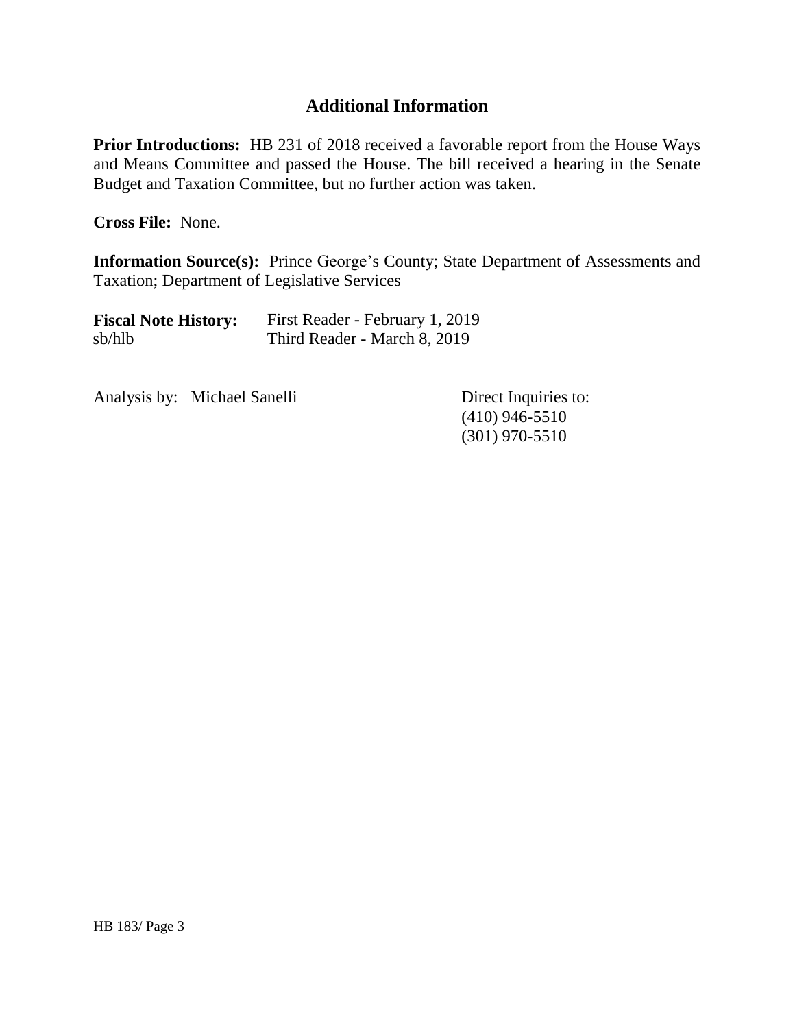## Additional Information

**Prior Introductions:** HB 231 of 2018 received a favorable report from the House Ways and Means Committee and passed the House. The bill received a hearing in the Senate Budget and Taxation Committee, but no further action was taken.

**Cross File:** None.

**Information Source(s):** Prince George's County; State Department of Assessments and Taxation; Department of Legislative Services

**Fiscal Note History:** First Reader - February 1, 2019
sb/hlb Third Reader - March 8, 2019

---

Analysis by: Michael Sanelli

Direct Inquiries to:
(410) 946-5510
(301) 970-5510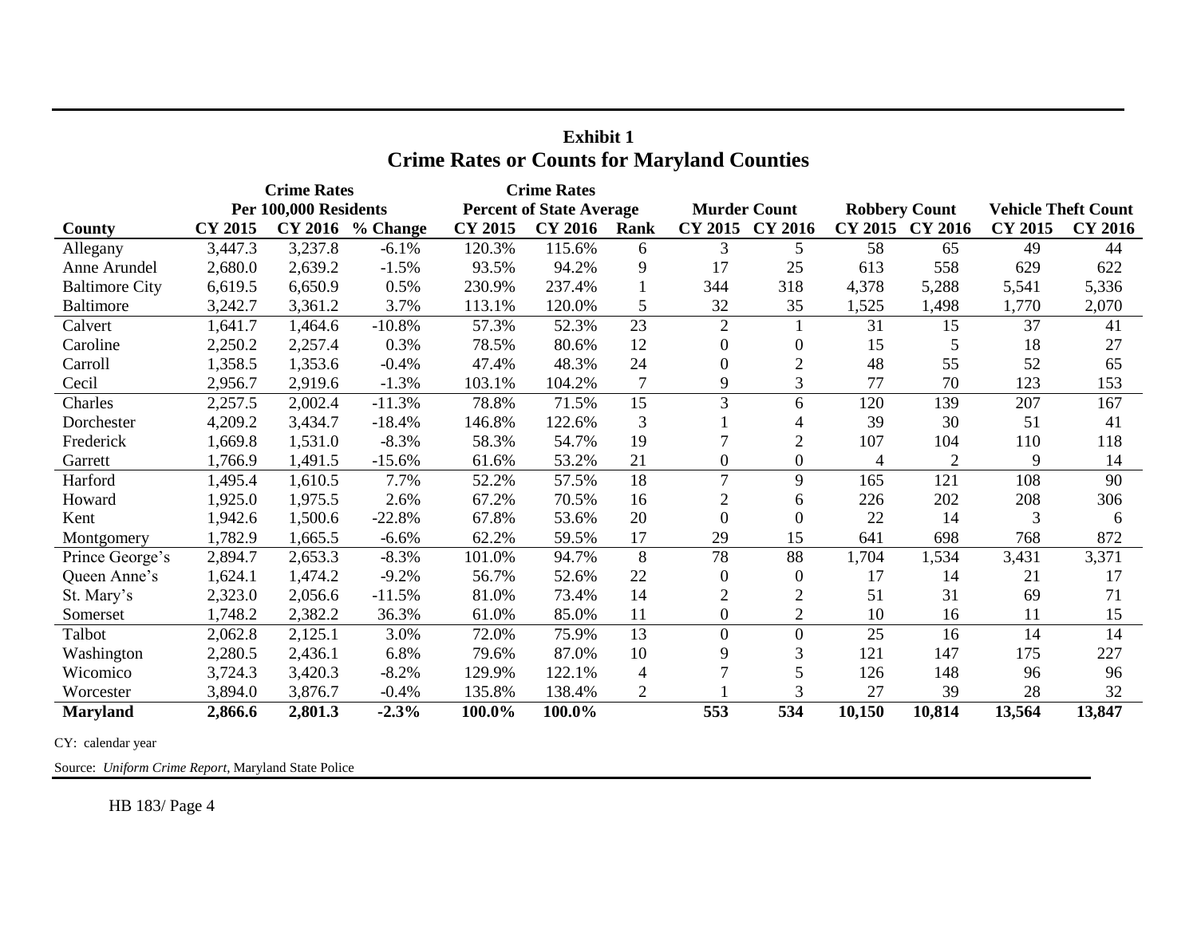**Exhibit 1**

**Crime Rates or Counts for Maryland Counties**

| | Crime Rates Per 100,000 Residents | | | Crime Rates Percent of State Average | | | Murder Count | | Robbery Count | | Vehicle Theft Count | |
|---|---|---|---|---|---|---|---|---|---|---|---|---|
| **County** | **CY 2015** | **CY 2016** | **% Change** | **CY 2015** | **CY 2016** | **Rank** | **CY 2015** | **CY 2016** | **CY 2015** | **CY 2016** | **CY 2015** | **CY 2016** |
| Allegany | 3,447.3 | 3,237.8 | -6.1% | 120.3% | 115.6% | 6 | 3 | 5 | 58 | 65 | 49 | 44 |
| Anne Arundel | 2,680.0 | 2,639.2 | -1.5% | 93.5% | 94.2% | 9 | 17 | 25 | 613 | 558 | 629 | 622 |
| Baltimore City | 6,619.5 | 6,650.9 | 0.5% | 230.9% | 237.4% | 1 | 344 | 318 | 4,378 | 5,288 | 5,541 | 5,336 |
| Baltimore | 3,242.7 | 3,361.2 | 3.7% | 113.1% | 120.0% | 5 | 32 | 35 | 1,525 | 1,498 | 1,770 | 2,070 |
| Calvert | 1,641.7 | 1,464.6 | -10.8% | 57.3% | 52.3% | 23 | 2 | 1 | 31 | 15 | 37 | 41 |
| Caroline | 2,250.2 | 2,257.4 | 0.3% | 78.5% | 80.6% | 12 | 0 | 0 | 15 | 5 | 18 | 27 |
| Carroll | 1,358.5 | 1,353.6 | -0.4% | 47.4% | 48.3% | 24 | 0 | 2 | 48 | 55 | 52 | 65 |
| Cecil | 2,956.7 | 2,919.6 | -1.3% | 103.1% | 104.2% | 7 | 9 | 3 | 77 | 70 | 123 | 153 |
| Charles | 2,257.5 | 2,002.4 | -11.3% | 78.8% | 71.5% | 15 | 3 | 6 | 120 | 139 | 207 | 167 |
| Dorchester | 4,209.2 | 3,434.7 | -18.4% | 146.8% | 122.6% | 3 | 1 | 4 | 39 | 30 | 51 | 41 |
| Frederick | 1,669.8 | 1,531.0 | -8.3% | 58.3% | 54.7% | 19 | 7 | 2 | 107 | 104 | 110 | 118 |
| Garrett | 1,766.9 | 1,491.5 | -15.6% | 61.6% | 53.2% | 21 | 0 | 0 | 4 | 2 | 9 | 14 |
| Harford | 1,495.4 | 1,610.5 | 7.7% | 52.2% | 57.5% | 18 | 7 | 9 | 165 | 121 | 108 | 90 |
| Howard | 1,925.0 | 1,975.5 | 2.6% | 67.2% | 70.5% | 16 | 2 | 6 | 226 | 202 | 208 | 306 |
| Kent | 1,942.6 | 1,500.6 | -22.8% | 67.8% | 53.6% | 20 | 0 | 0 | 22 | 14 | 3 | 6 |
| Montgomery | 1,782.9 | 1,665.5 | -6.6% | 62.2% | 59.5% | 17 | 29 | 15 | 641 | 698 | 768 | 872 |
| Prince George's | 2,894.7 | 2,653.3 | -8.3% | 101.0% | 94.7% | 8 | 78 | 88 | 1,704 | 1,534 | 3,431 | 3,371 |
| Queen Anne's | 1,624.1 | 1,474.2 | -9.2% | 56.7% | 52.6% | 22 | 0 | 0 | 17 | 14 | 21 | 17 |
| St. Mary's | 2,323.0 | 2,056.6 | -11.5% | 81.0% | 73.4% | 14 | 2 | 2 | 51 | 31 | 69 | 71 |
| Somerset | 1,748.2 | 2,382.2 | 36.3% | 61.0% | 85.0% | 11 | 0 | 2 | 10 | 16 | 11 | 15 |
| Talbot | 2,062.8 | 2,125.1 | 3.0% | 72.0% | 75.9% | 13 | 0 | 0 | 25 | 16 | 14 | 14 |
| Washington | 2,280.5 | 2,436.1 | 6.8% | 79.6% | 87.0% | 10 | 9 | 3 | 121 | 147 | 175 | 227 |
| Wicomico | 3,724.3 | 3,420.3 | -8.2% | 129.9% | 122.1% | 4 | 7 | 5 | 126 | 148 | 96 | 96 |
| Worcester | 3,894.0 | 3,876.7 | -0.4% | 135.8% | 138.4% | 2 | 1 | 3 | 27 | 39 | 28 | 32 |
| **Maryland** | **2,866.6** | **2,801.3** | **-2.3%** | **100.0%** | **100.0%** | | **553** | **534** | **10,150** | **10,814** | **13,564** | **13,847** |

CY: calendar year

Source: *Uniform Crime Report*, Maryland State Police